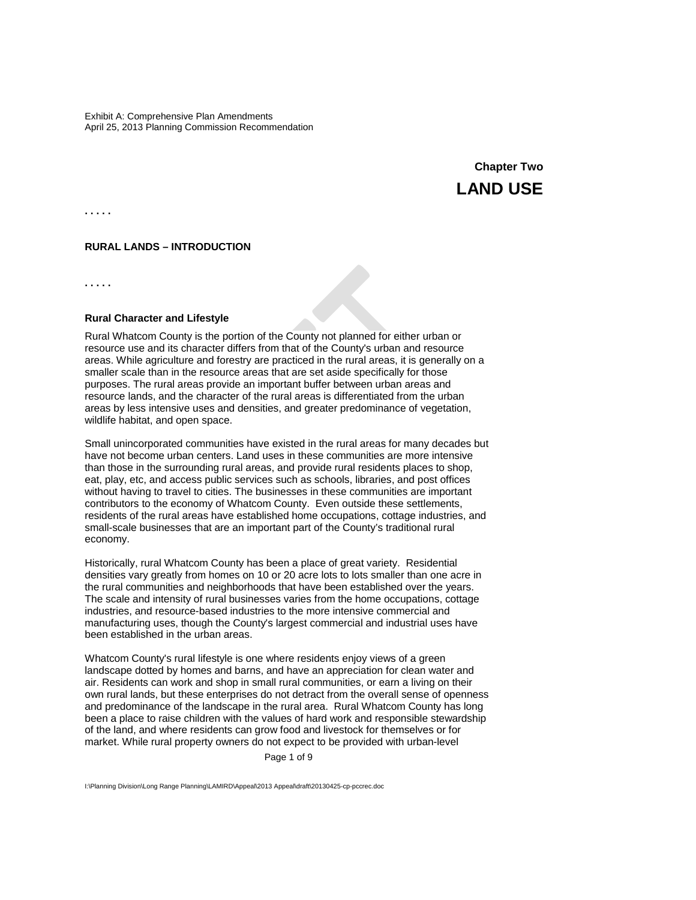Exhibit A: Comprehensive Plan Amendments
April 25, 2013 Planning Commission Recommendation

## Chapter Two
# LAND USE

. . . . .

### RURAL LANDS – INTRODUCTION

. . . . .

#### Rural Character and Lifestyle

Rural Whatcom County is the portion of the County not planned for either urban or resource use and its character differs from that of the County's urban and resource areas. While agriculture and forestry are practiced in the rural areas, it is generally on a smaller scale than in the resource areas that are set aside specifically for those purposes. The rural areas provide an important buffer between urban areas and resource lands, and the character of the rural areas is differentiated from the urban areas by less intensive uses and densities, and greater predominance of vegetation, wildlife habitat, and open space.

Small unincorporated communities have existed in the rural areas for many decades but have not become urban centers. Land uses in these communities are more intensive than those in the surrounding rural areas, and provide rural residents places to shop, eat, play, etc, and access public services such as schools, libraries, and post offices without having to travel to cities. The businesses in these communities are important contributors to the economy of Whatcom County. Even outside these settlements, residents of the rural areas have established home occupations, cottage industries, and small-scale businesses that are an important part of the County's traditional rural economy.

Historically, rural Whatcom County has been a place of great variety. Residential densities vary greatly from homes on 10 or 20 acre lots to lots smaller than one acre in the rural communities and neighborhoods that have been established over the years. The scale and intensity of rural businesses varies from the home occupations, cottage industries, and resource-based industries to the more intensive commercial and manufacturing uses, though the County's largest commercial and industrial uses have been established in the urban areas.

Whatcom County's rural lifestyle is one where residents enjoy views of a green landscape dotted by homes and barns, and have an appreciation for clean water and air. Residents can work and shop in small rural communities, or earn a living on their own rural lands, but these enterprises do not detract from the overall sense of openness and predominance of the landscape in the rural area. Rural Whatcom County has long been a place to raise children with the values of hard work and responsible stewardship of the land, and where residents can grow food and livestock for themselves or for market. While rural property owners do not expect to be provided with urban-level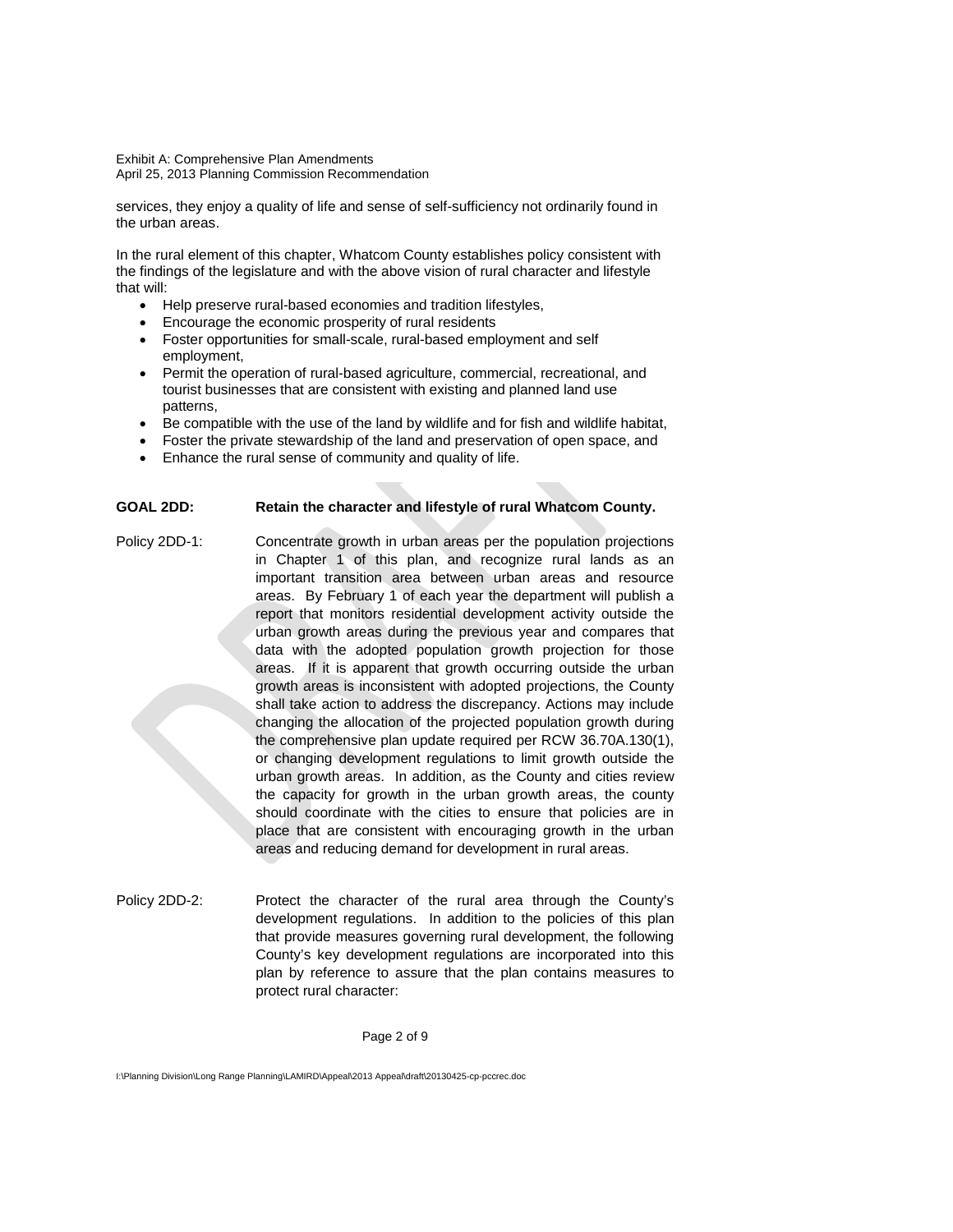services, they enjoy a quality of life and sense of self-sufficiency not ordinarily found in the urban areas.

In the rural element of this chapter, Whatcom County establishes policy consistent with the findings of the legislature and with the above vision of rural character and lifestyle that will:

- Help preserve rural-based economies and tradition lifestyles,
- Encourage the economic prosperity of rural residents
- Foster opportunities for small-scale, rural-based employment and self employment,
- Permit the operation of rural-based agriculture, commercial, recreational, and tourist businesses that are consistent with existing and planned land use patterns,
- Be compatible with the use of the land by wildlife and for fish and wildlife habitat,
- Foster the private stewardship of the land and preservation of open space, and
- Enhance the rural sense of community and quality of life.

**GOAL 2DD: Retain the character and lifestyle of rural Whatcom County.**

Policy 2DD-1: Concentrate growth in urban areas per the population projections in Chapter 1 of this plan, and recognize rural lands as an important transition area between urban areas and resource areas. By February 1 of each year the department will publish a report that monitors residential development activity outside the urban growth areas during the previous year and compares that data with the adopted population growth projection for those areas. If it is apparent that growth occurring outside the urban growth areas is inconsistent with adopted projections, the County shall take action to address the discrepancy. Actions may include changing the allocation of the projected population growth during the comprehensive plan update required per RCW 36.70A.130(1), or changing development regulations to limit growth outside the urban growth areas. In addition, as the County and cities review the capacity for growth in the urban growth areas, the county should coordinate with the cities to ensure that policies are in place that are consistent with encouraging growth in the urban areas and reducing demand for development in rural areas.

Policy 2DD-2: Protect the character of the rural area through the County's development regulations. In addition to the policies of this plan that provide measures governing rural development, the following County's key development regulations are incorporated into this plan by reference to assure that the plan contains measures to protect rural character: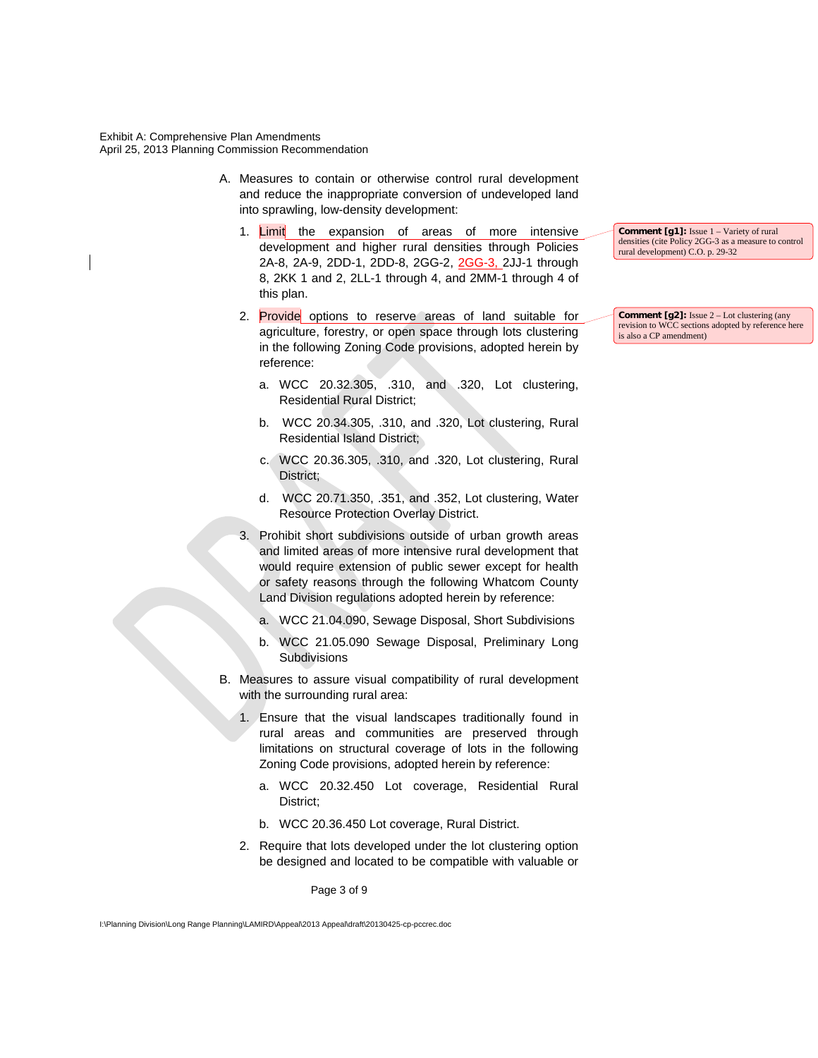A. Measures to contain or otherwise control rural development and reduce the inappropriate conversion of undeveloped land into sprawling, low-density development:

   1. Limit the expansion of areas of more intensive development and higher rural densities through Policies 2A-8, 2A-9, 2DD-1, 2DD-8, 2GG-2, 2GG-3, 2JJ-1 through 8, 2KK 1 and 2, 2LL-1 through 4, and 2MM-1 through 4 of this plan.

   2. Provide options to reserve areas of land suitable for agriculture, forestry, or open space through lots clustering in the following Zoning Code provisions, adopted herein by reference:

      a. WCC 20.32.305, .310, and .320, Lot clustering, Residential Rural District;

      b. WCC 20.34.305, .310, and .320, Lot clustering, Rural Residential Island District;

      c. WCC 20.36.305, .310, and .320, Lot clustering, Rural District;

      d. WCC 20.71.350, .351, and .352, Lot clustering, Water Resource Protection Overlay District.

   3. Prohibit short subdivisions outside of urban growth areas and limited areas of more intensive rural development that would require extension of public sewer except for health or safety reasons through the following Whatcom County Land Division regulations adopted herein by reference:

      a. WCC 21.04.090, Sewage Disposal, Short Subdivisions

      b. WCC 21.05.090 Sewage Disposal, Preliminary Long Subdivisions

B. Measures to assure visual compatibility of rural development with the surrounding rural area:

   1. Ensure that the visual landscapes traditionally found in rural areas and communities are preserved through limitations on structural coverage of lots in the following Zoning Code provisions, adopted herein by reference:

      a. WCC 20.32.450 Lot coverage, Residential Rural District;

      b. WCC 20.36.450 Lot coverage, Rural District.

   2. Require that lots developed under the lot clustering option be designed and located to be compatible with valuable or

**Comment [g1]:** Issue 1 – Variety of rural densities (cite Policy 2GG-3 as a measure to control rural development) C.O. p. 29-32

**Comment [g2]:** Issue 2 – Lot clustering (any revision to WCC sections adopted by reference here is also a CP amendment)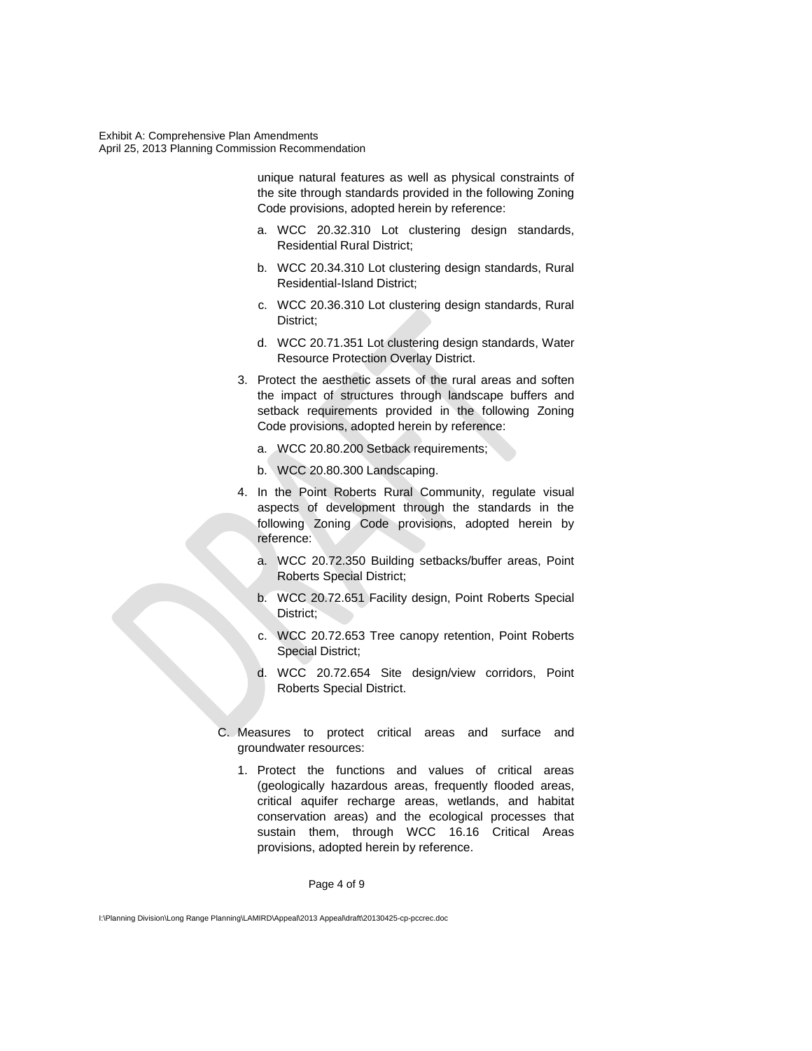unique natural features as well as physical constraints of the site through standards provided in the following Zoning Code provisions, adopted herein by reference:

   a. WCC 20.32.310 Lot clustering design standards, Residential Rural District;

   b. WCC 20.34.310 Lot clustering design standards, Rural Residential-Island District;

   c. WCC 20.36.310 Lot clustering design standards, Rural District;

   d. WCC 20.71.351 Lot clustering design standards, Water Resource Protection Overlay District.

3. Protect the aesthetic assets of the rural areas and soften the impact of structures through landscape buffers and setback requirements provided in the following Zoning Code provisions, adopted herein by reference:

   a. WCC 20.80.200 Setback requirements;

   b. WCC 20.80.300 Landscaping.

4. In the Point Roberts Rural Community, regulate visual aspects of development through the standards in the following Zoning Code provisions, adopted herein by reference:

   a. WCC 20.72.350 Building setbacks/buffer areas, Point Roberts Special District;

   b. WCC 20.72.651 Facility design, Point Roberts Special District;

   c. WCC 20.72.653 Tree canopy retention, Point Roberts Special District;

   d. WCC 20.72.654 Site design/view corridors, Point Roberts Special District.

C. Measures to protect critical areas and surface and groundwater resources:

   1. Protect the functions and values of critical areas (geologically hazardous areas, frequently flooded areas, critical aquifer recharge areas, wetlands, and habitat conservation areas) and the ecological processes that sustain them, through WCC 16.16 Critical Areas provisions, adopted herein by reference.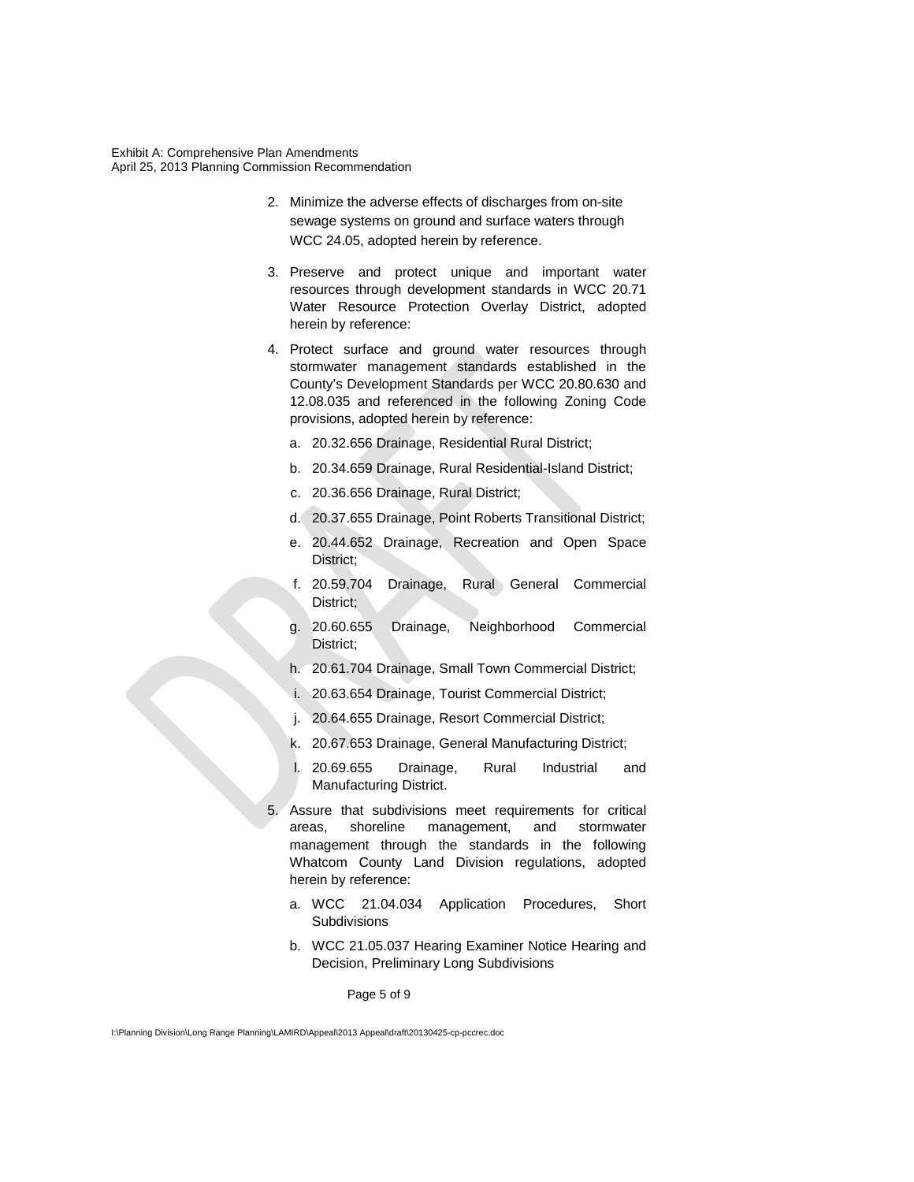2. Minimize the adverse effects of discharges from on-site sewage systems on ground and surface waters through WCC 24.05, adopted herein by reference.

3. Preserve and protect unique and important water resources through development standards in WCC 20.71 Water Resource Protection Overlay District, adopted herein by reference:

4. Protect surface and ground water resources through stormwater management standards established in the County's Development Standards per WCC 20.80.630 and 12.08.035 and referenced in the following Zoning Code provisions, adopted herein by reference:

   a. 20.32.656 Drainage, Residential Rural District;

   b. 20.34.659 Drainage, Rural Residential-Island District;

   c. 20.36.656 Drainage, Rural District;

   d. 20.37.655 Drainage, Point Roberts Transitional District;

   e. 20.44.652 Drainage, Recreation and Open Space District;

   f. 20.59.704 Drainage, Rural General Commercial District;

   g. 20.60.655 Drainage, Neighborhood Commercial District;

   h. 20.61.704 Drainage, Small Town Commercial District;

   i. 20.63.654 Drainage, Tourist Commercial District;

   j. 20.64.655 Drainage, Resort Commercial District;

   k. 20.67.653 Drainage, General Manufacturing District;

   l. 20.69.655 Drainage, Rural Industrial and Manufacturing District.

5. Assure that subdivisions meet requirements for critical areas, shoreline management, and stormwater management through the standards in the following Whatcom County Land Division regulations, adopted herein by reference:

   a. WCC 21.04.034 Application Procedures, Short Subdivisions

   b. WCC 21.05.037 Hearing Examiner Notice Hearing and Decision, Preliminary Long Subdivisions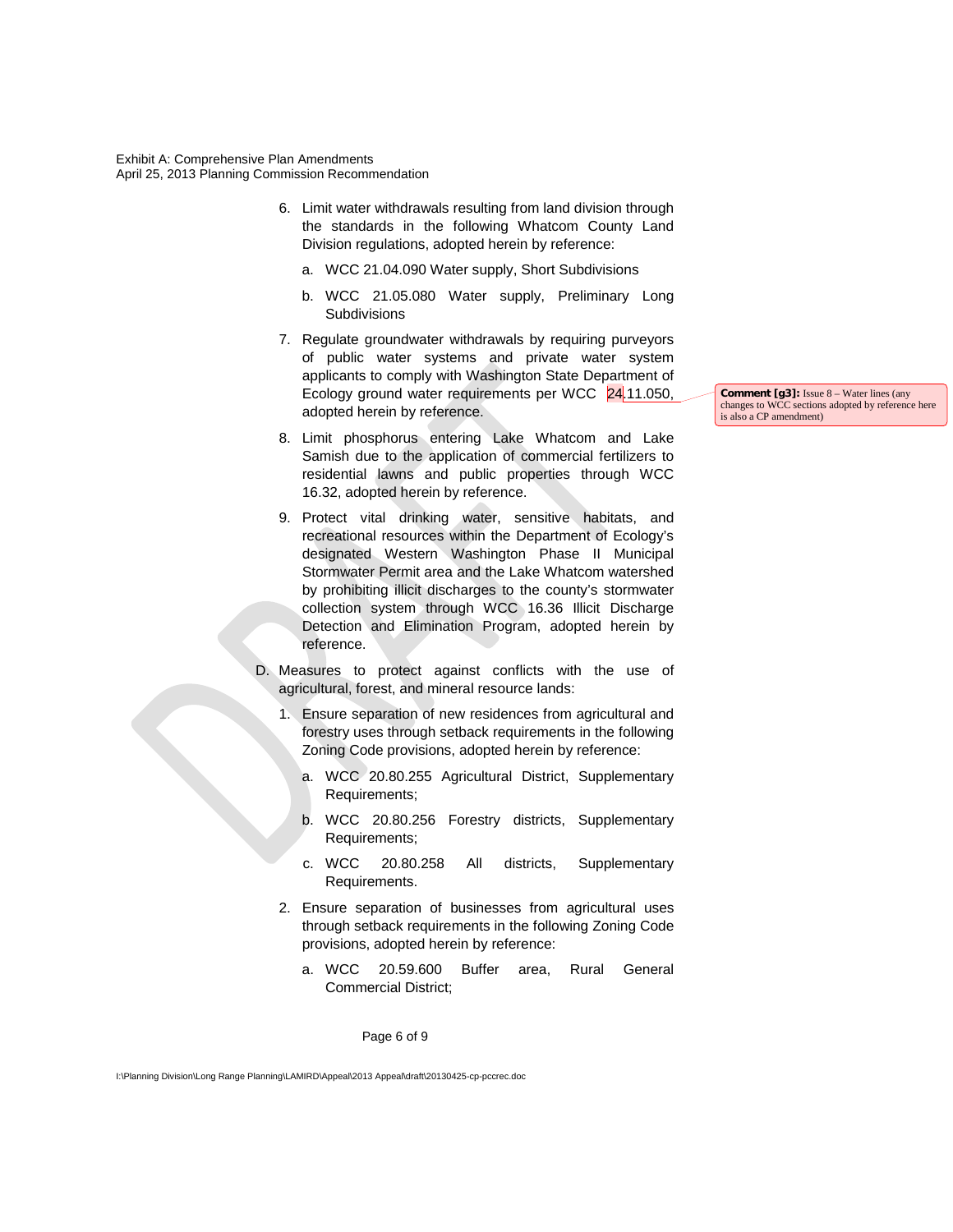6. Limit water withdrawals resulting from land division through the standards in the following Whatcom County Land Division regulations, adopted herein by reference:

   a. WCC 21.04.090 Water supply, Short Subdivisions

   b. WCC 21.05.080 Water supply, Preliminary Long Subdivisions

7. Regulate groundwater withdrawals by requiring purveyors of public water systems and private water system applicants to comply with Washington State Department of Ecology ground water requirements per WCC 24.11.050, adopted herein by reference.

   **Comment [g3]:** Issue 8 – Water lines (any changes to WCC sections adopted by reference here is also a CP amendment)

8. Limit phosphorus entering Lake Whatcom and Lake Samish due to the application of commercial fertilizers to residential lawns and public properties through WCC 16.32, adopted herein by reference.

9. Protect vital drinking water, sensitive habitats, and recreational resources within the Department of Ecology's designated Western Washington Phase II Municipal Stormwater Permit area and the Lake Whatcom watershed by prohibiting illicit discharges to the county's stormwater collection system through WCC 16.36 Illicit Discharge Detection and Elimination Program, adopted herein by reference.

D. Measures to protect against conflicts with the use of agricultural, forest, and mineral resource lands:

1. Ensure separation of new residences from agricultural and forestry uses through setback requirements in the following Zoning Code provisions, adopted herein by reference:

   a. WCC 20.80.255 Agricultural District, Supplementary Requirements;

   b. WCC 20.80.256 Forestry districts, Supplementary Requirements;

   c. WCC 20.80.258 All districts, Supplementary Requirements.

2. Ensure separation of businesses from agricultural uses through setback requirements in the following Zoning Code provisions, adopted herein by reference:

   a. WCC 20.59.600 Buffer area, Rural General Commercial District;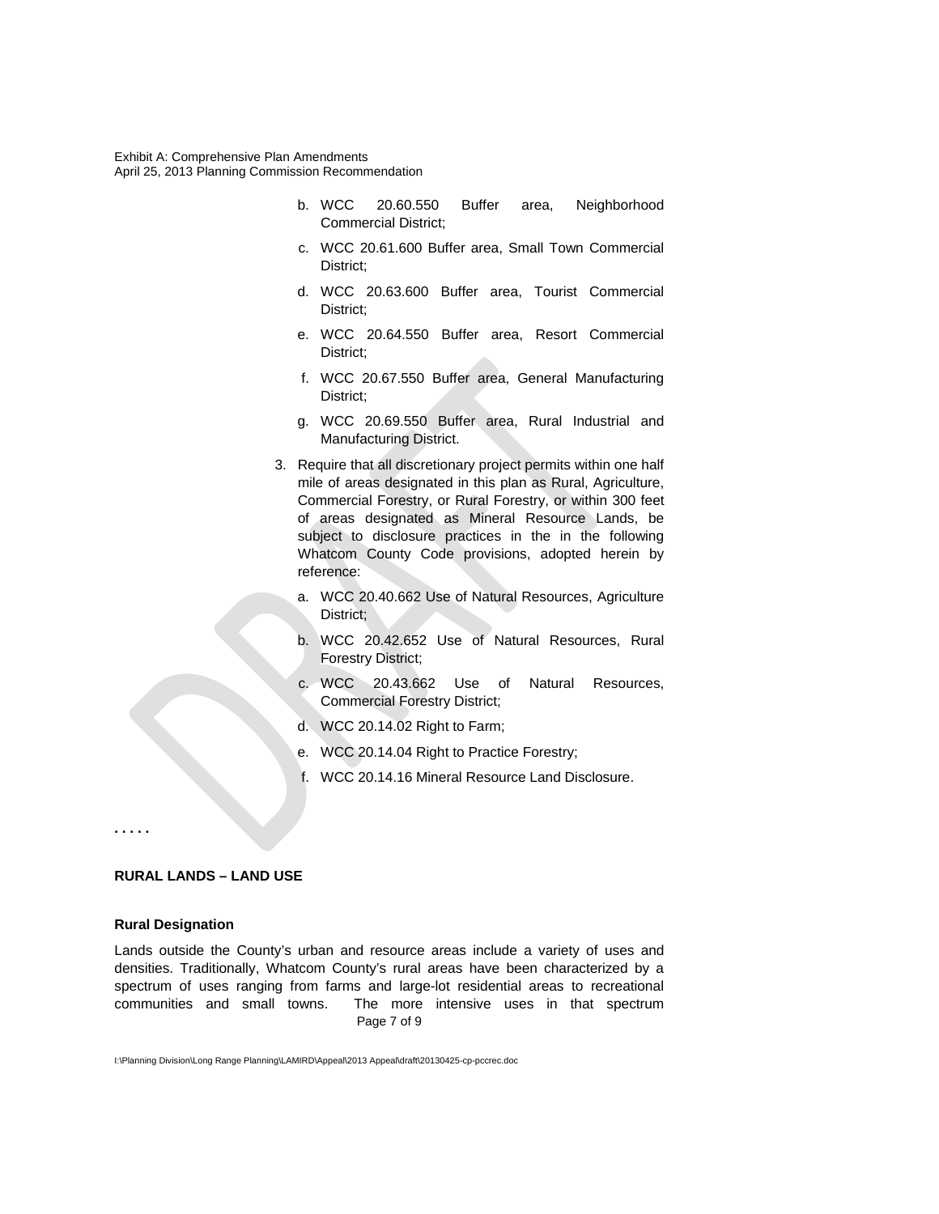b. WCC 20.60.550 Buffer area, Neighborhood Commercial District;

c. WCC 20.61.600 Buffer area, Small Town Commercial District;

d. WCC 20.63.600 Buffer area, Tourist Commercial District;

e. WCC 20.64.550 Buffer area, Resort Commercial District;

f. WCC 20.67.550 Buffer area, General Manufacturing District;

g. WCC 20.69.550 Buffer area, Rural Industrial and Manufacturing District.

3. Require that all discretionary project permits within one half mile of areas designated in this plan as Rural, Agriculture, Commercial Forestry, or Rural Forestry, or within 300 feet of areas designated as Mineral Resource Lands, be subject to disclosure practices in the in the following Whatcom County Code provisions, adopted herein by reference:

   a. WCC 20.40.662 Use of Natural Resources, Agriculture District;

   b. WCC 20.42.652 Use of Natural Resources, Rural Forestry District;

   c. WCC 20.43.662 Use of Natural Resources, Commercial Forestry District;

   d. WCC 20.14.02 Right to Farm;

   e. WCC 20.14.04 Right to Practice Forestry;

   f. WCC 20.14.16 Mineral Resource Land Disclosure.

. . . . .

### RURAL LANDS – LAND USE

#### Rural Designation

Lands outside the County's urban and resource areas include a variety of uses and densities. Traditionally, Whatcom County's rural areas have been characterized by a spectrum of uses ranging from farms and large-lot residential areas to recreational communities and small towns. The more intensive uses in that spectrum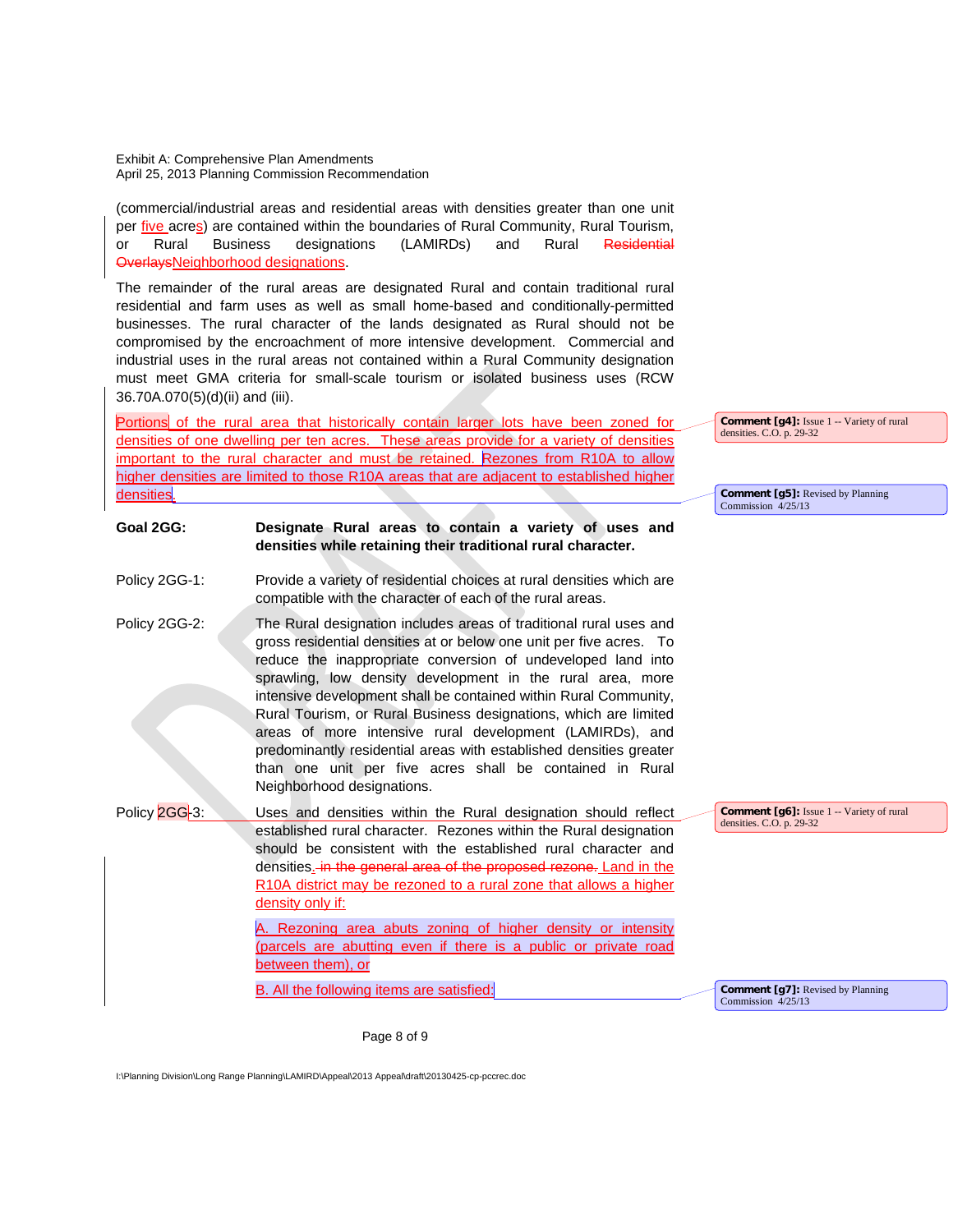(commercial/industrial areas and residential areas with densities greater than one unit per five acres) are contained within the boundaries of Rural Community, Rural Tourism, or Rural Business designations (LAMIRDs) and Rural ~~Residential Overlays~~Neighborhood designations.

The remainder of the rural areas are designated Rural and contain traditional rural residential and farm uses as well as small home-based and conditionally-permitted businesses. The rural character of the lands designated as Rural should not be compromised by the encroachment of more intensive development. Commercial and industrial uses in the rural areas not contained within a Rural Community designation must meet GMA criteria for small-scale tourism or isolated business uses (RCW 36.70A.070(5)(d)(ii) and (iii).

Portions of the rural area that historically contain larger lots have been zoned for densities of one dwelling per ten acres. These areas provide for a variety of densities important to the rural character and must be retained. Rezones from R10A to allow higher densities are limited to those R10A areas that are adjacent to established higher densities.

> **Comment [g4]:** Issue 1 -- Variety of rural densities. C.O. p. 29-32

> **Comment [g5]:** Revised by Planning Commission 4/25/13

**Goal 2GG: Designate Rural areas to contain a variety of uses and densities while retaining their traditional rural character.**

Policy 2GG-1: Provide a variety of residential choices at rural densities which are compatible with the character of each of the rural areas.

Policy 2GG-2: The Rural designation includes areas of traditional rural uses and gross residential densities at or below one unit per five acres. To reduce the inappropriate conversion of undeveloped land into sprawling, low density development in the rural area, more intensive development shall be contained within Rural Community, Rural Tourism, or Rural Business designations, which are limited areas of more intensive rural development (LAMIRDs), and predominantly residential areas with established densities greater than one unit per five acres shall be contained in Rural Neighborhood designations.

Policy 2GG-3: Uses and densities within the Rural designation should reflect established rural character. Rezones within the Rural designation should be consistent with the established rural character and densities. ~~in the general area of the proposed rezone.~~ Land in the R10A district may be rezoned to a rural zone that allows a higher density only if:

A. Rezoning area abuts zoning of higher density or intensity (parcels are abutting even if there is a public or private road between them), or

B. All the following items are satisfied:

> **Comment [g6]:** Issue 1 -- Variety of rural densities. C.O. p. 29-32

> **Comment [g7]:** Revised by Planning Commission 4/25/13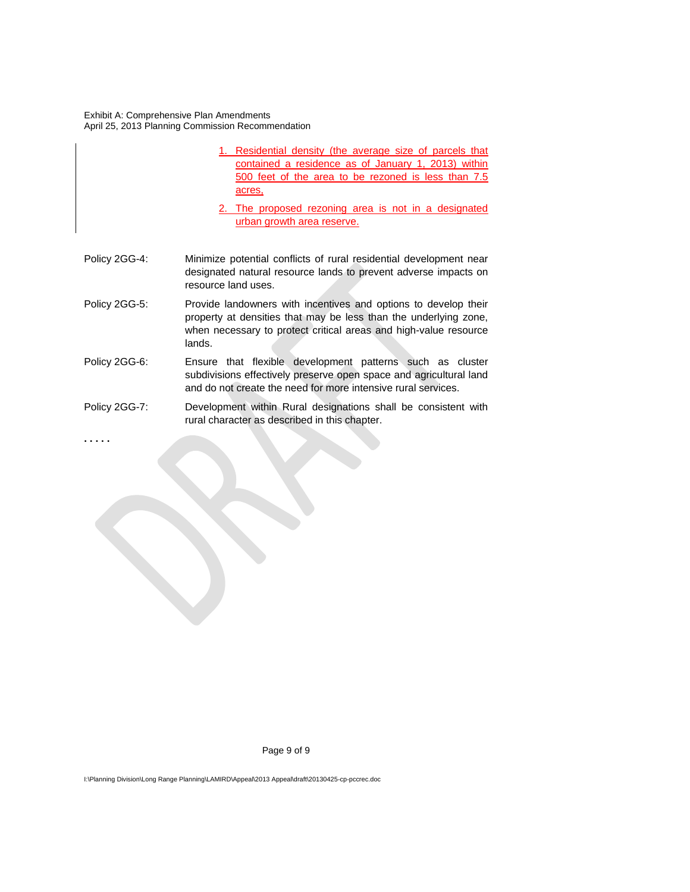1. Residential density (the average size of parcels that contained a residence as of January 1, 2013) within 500 feet of the area to be rezoned is less than 7.5 acres,
2. The proposed rezoning area is not in a designated urban growth area reserve.

Policy 2GG-4: Minimize potential conflicts of rural residential development near designated natural resource lands to prevent adverse impacts on resource land uses.

Policy 2GG-5: Provide landowners with incentives and options to develop their property at densities that may be less than the underlying zone, when necessary to protect critical areas and high-value resource lands.

Policy 2GG-6: Ensure that flexible development patterns such as cluster subdivisions effectively preserve open space and agricultural land and do not create the need for more intensive rural services.

Policy 2GG-7: Development within Rural designations shall be consistent with rural character as described in this chapter.

. . . . .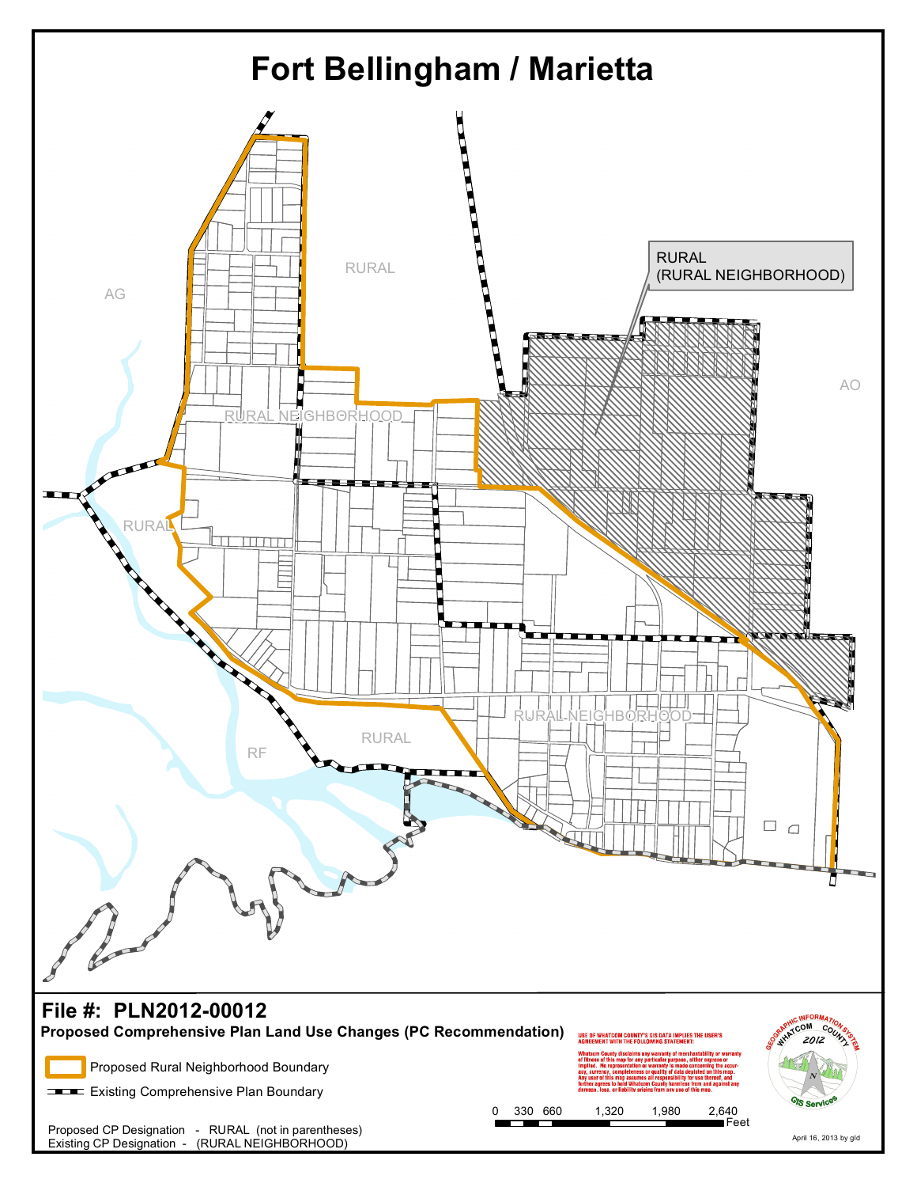# Fort Bellingham / Marietta

RURAL

RURAL
(RURAL NEIGHBORHOOD)

AG

AO

RURAL NEIGHBORHOOD

RURAL

RURAL NEIGHBORHOOD

RURAL

RF

## File #: PLN2012-00012

**Proposed Comprehensive Plan Land Use Changes (PC Recommendation)**

Proposed Rural Neighborhood Boundary

Existing Comprehensive Plan Boundary

Proposed CP Designation - RURAL (not in parentheses)
Existing CP Designation - (RURAL NEIGHBORHOOD)

0 330 660 1,320 1,980 2,640 Feet

USE OF WHATCOM COUNTY'S GIS DATA IMPLIES THE USER'S AGREEMENT WITH THE FOLLOWING STATEMENT:

Whatcom County disclaims any warranty of merchantability or warranty of fitness of this map for any particular purpose, either express or implied. No representation or warranty is made concerning the accuracy, currency, completeness or quality of data depicted on this map. Any user of this map assumes all responsibility for use thereof, and further agrees to hold Whatcom County harmless from and against any damage, loss, or liability arising from any use of this map.

Geographic Information System Whatcom County 2012 GIS Services

April 16, 2013 by gld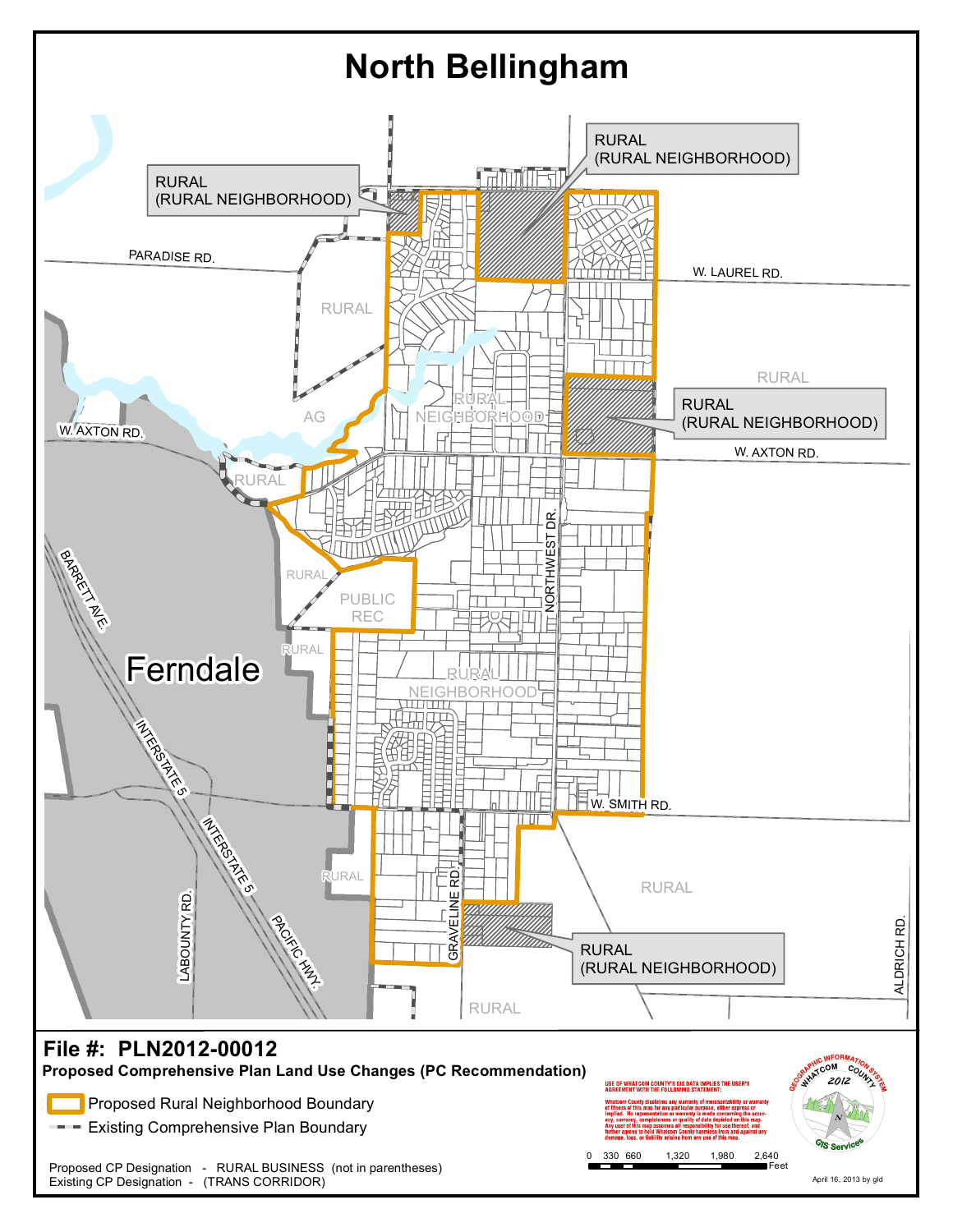# North Bellingham

RURAL (RURAL NEIGHBORHOOD)

RURAL (RURAL NEIGHBORHOOD)

PARADISE RD.

W. LAUREL RD.

RURAL

RURAL

RURAL NEIGHBORHOOD

AG

RURAL (RURAL NEIGHBORHOOD)

W. AXTON RD.

W. AXTON RD.

RURAL

BARRETT AVE.

NORTHWEST DR.

RURAL

PUBLIC REC

RURAL

Ferndale

RURAL NEIGHBORHOOD

INTERSTATE 5

INTERSTATE 5

W. SMITH RD.

RURAL

RURAL

GRAVELINE RD.

LABOUNTY RD.

PACIFIC HWY.

RURAL (RURAL NEIGHBORHOOD)

ALDRICH RD.

RURAL

## File #: PLN2012-00012

**Proposed Comprehensive Plan Land Use Changes (PC Recommendation)**

- Proposed Rural Neighborhood Boundary
- Existing Comprehensive Plan Boundary

Proposed CP Designation - RURAL BUSINESS (not in parentheses)
Existing CP Designation - (TRANS CORRIDOR)

USE OF WHATCOM COUNTY'S GIS DATA IMPLIES THE USER'S AGREEMENT WITH THE FOLLOWING STATEMENT:
Whatcom County disclaims any warranty of merchantability or warranty of fitness of this map for any particular purpose, either express or implied. No representation or warranty is made concerning the accuracy, currency, completeness or quality of data depicted on this map. Any user of this map assumes all responsibility for use thereof, and further agrees to hold Whatcom County harmless from and against any damage, loss, or liability arising from any use of this map.

0 330 660 1,320 1,980 2,640 Feet

GEOGRAPHIC INFORMATION SYSTEM WHATCOM COUNTY 2012 GIS Services

April 16, 2013 by gld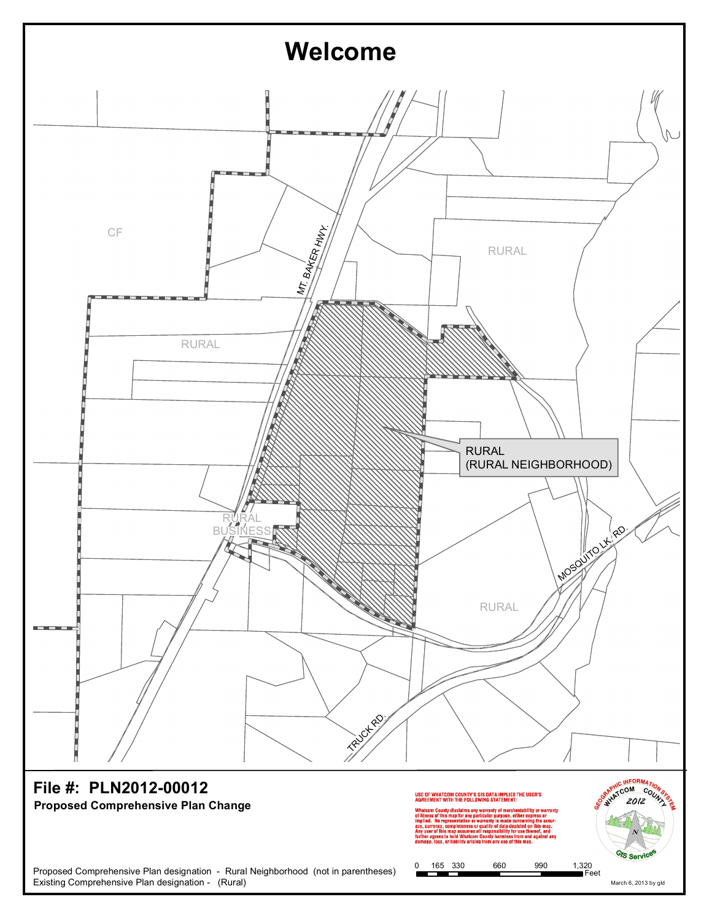# Welcome

CF

RURAL

MT. BAKER HWY.

RURAL

RURAL (RURAL NEIGHBORHOOD)

RURAL BUSINESS

MOSQUITO LK. RD.

RURAL

TRUCK RD.

## File #: PLN2012-00012

**Proposed Comprehensive Plan Change**

Proposed Comprehensive Plan designation - Rural Neighborhood (not in parentheses)
Existing Comprehensive Plan designation - (Rural)

USE OF WHATCOM COUNTY'S GIS DATA IMPLIES THE USER'S AGREEMENT WITH THE FOLLOWING STATEMENT:

Whatcom County disclaims any warranty of merchantability or warranty of fitness of this map for any particular purpose, either express or implied. No representation or warranty is made concerning the accuracy, currency, completeness or quality of data depicted on this map. Any user of this map assumes all responsibility for use thereof, and further agrees to hold Whatcom County harmless from and against any damage, loss, or liability arising from any use of this map.

0 165 330 660 990 1,320 Feet

GEOGRAPHIC INFORMATION SYSTEM WHATCOM COUNTY 2012 GIS Services

March 6, 2013 by gld